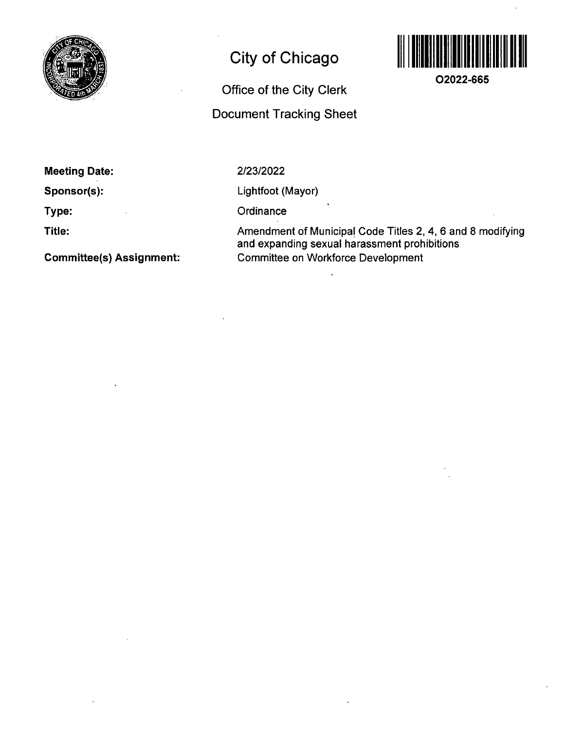# City of Chicago

## Office of the City Clerk

## Document Tracking Sheet

**O2022-665**

**Meeting Date:** 2/23/2022

**Sponsor(s):** Lightfoot (Mayor)

**Type:** Ordinance

**Title:** Amendment of Municipal Code Titles 2, 4, 6 and 8 modifying and expanding sexual harassment prohibitions

**Committee(s) Assignment:** Committee on Workforce Development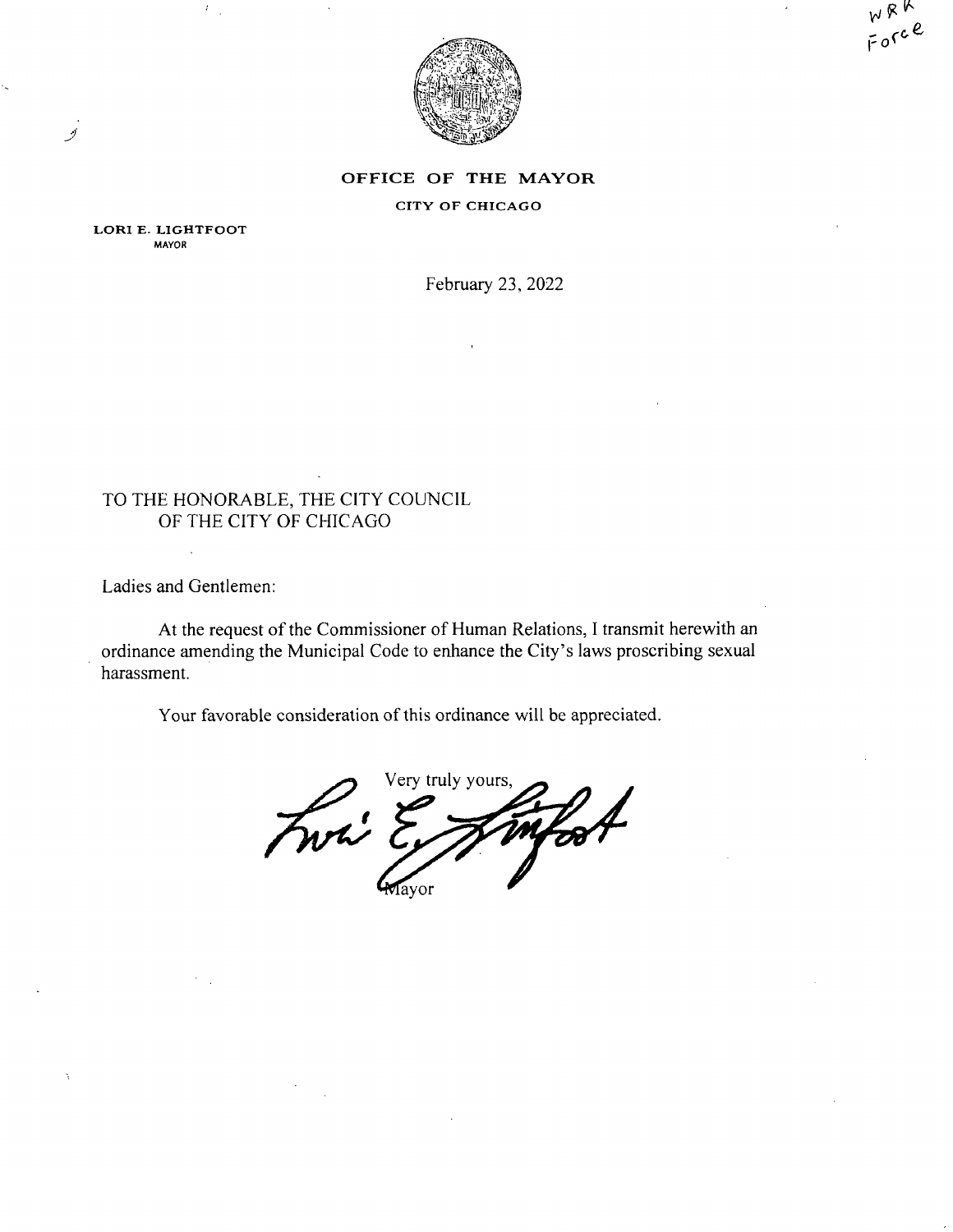# OFFICE OF THE MAYOR

CITY OF CHICAGO

**LORI E. LIGHTFOOT**
MAYOR

February 23, 2022

TO THE HONORABLE, THE CITY COUNCIL
OF THE CITY OF CHICAGO

Ladies and Gentlemen:

At the request of the Commissioner of Human Relations, I transmit herewith an ordinance amending the Municipal Code to enhance the City's laws proscribing sexual harassment.

Your favorable consideration of this ordinance will be appreciated.

Very truly yours,

Mayor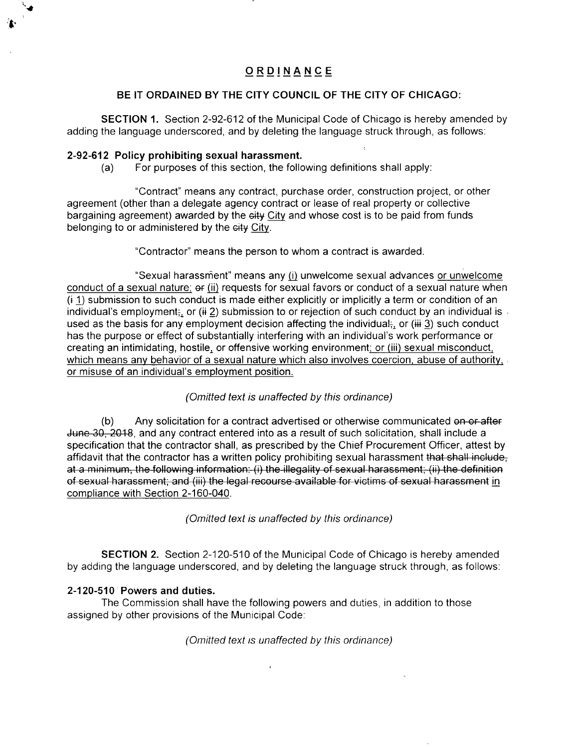## <u>ORDINANCE</u>

**BE IT ORDAINED BY THE CITY COUNCIL OF THE CITY OF CHICAGO:**

**SECTION 1.** Section 2-92-612 of the Municipal Code of Chicago is hereby amended by adding the language underscored, and by deleting the language struck through, as follows:

**2-92-612 Policy prohibiting sexual harassment.**

(a) For purposes of this section, the following definitions shall apply:

"Contract" means any contract, purchase order, construction project, or other agreement (other than a delegate agency contract or lease of real property or collective bargaining agreement) awarded by the ~~city~~ <u>City</u> and whose cost is to be paid from funds belonging to or administered by the ~~city~~ <u>City</u>.

"Contractor" means the person to whom a contract is awarded.

"Sexual harassment" means any <u>(i)</u> unwelcome sexual advances <u>or unwelcome conduct of a sexual nature;</u> ~~or~~ <u>(ii)</u> requests for sexual favors or conduct of a sexual nature when (~~i~~ <u>1</u>) submission to such conduct is made either explicitly or implicitly a term or condition of an individual's employment~~;~~<u>,</u> or (~~ii~~ <u>2</u>) submission to or rejection of such conduct by an individual is used as the basis for any employment decision affecting the individual~~;~~<u>,</u> or (~~iii~~ <u>3</u>) such conduct has the purpose or effect of substantially interfering with an individual's work performance or creating an intimidating, hostile<u>,</u> or offensive working environment<u>; or (iii) sexual misconduct, which means any behavior of a sexual nature which also involves coercion, abuse of authority, or misuse of an individual's employment position.</u>

*(Omitted text is unaffected by this ordinance)*

(b) Any solicitation for a contract advertised or otherwise communicated ~~on or after June 30, 2018~~, and any contract entered into as a result of such solicitation, shall include a specification that the contractor shall, as prescribed by the Chief Procurement Officer, attest by affidavit that the contractor has a written policy prohibiting sexual harassment ~~that shall include, at a minimum, the following information: (i) the illegality of sexual harassment; (ii) the definition of sexual harassment; and (iii) the legal recourse available for victims of sexual harassment~~ <u>in compliance with Section 2-160-040</u>.

*(Omitted text is unaffected by this ordinance)*

**SECTION 2.** Section 2-120-510 of the Municipal Code of Chicago is hereby amended by adding the language underscored, and by deleting the language struck through, as follows:

**2-120-510 Powers and duties.**

The Commission shall have the following powers and duties, in addition to those assigned by other provisions of the Municipal Code:

*(Omitted text is unaffected by this ordinance)*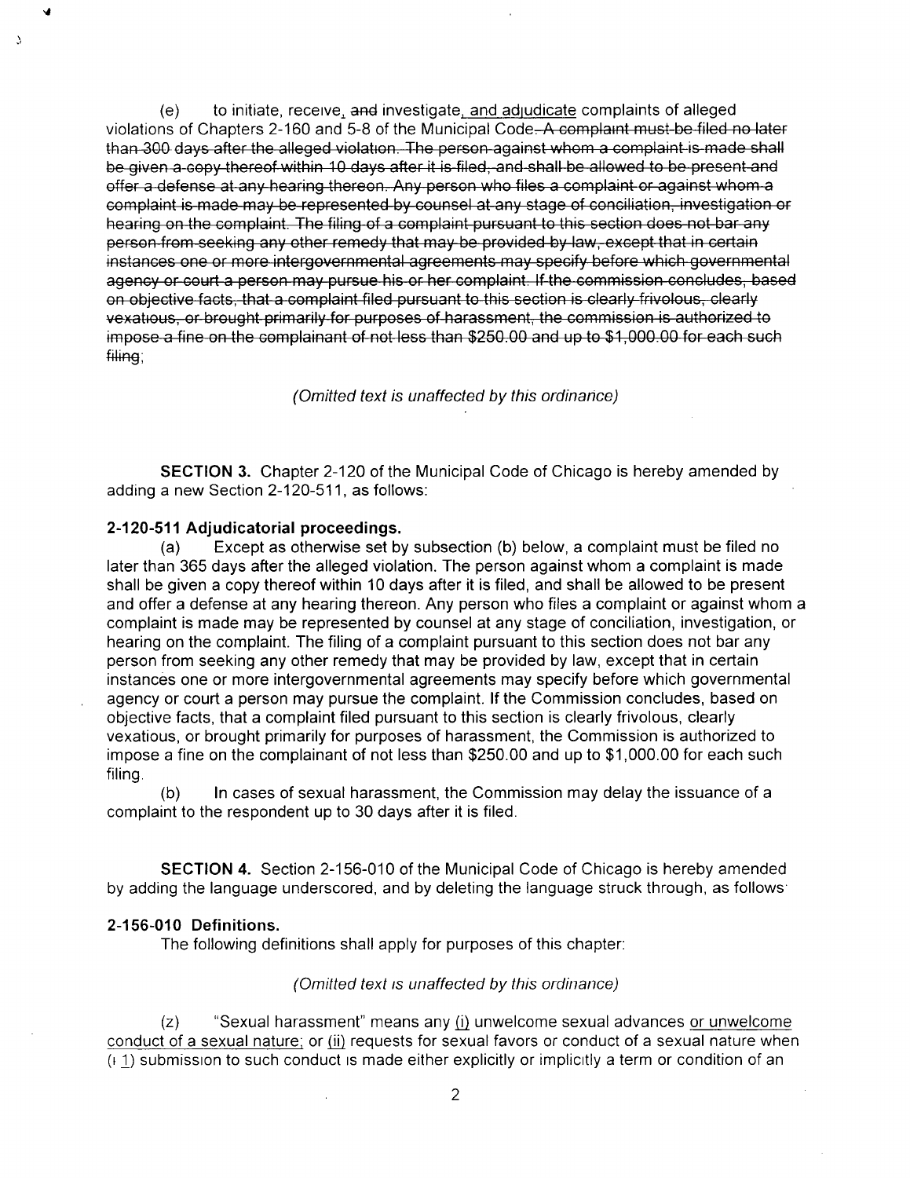(e) to initiate, receive, ~~and~~ investigate, and adjudicate complaints of alleged violations of Chapters 2-160 and 5-8 of the Municipal Code. ~~A complaint must be filed no later than 300 days after the alleged violation. The person against whom a complaint is made shall be given a copy thereof within 10 days after it is filed, and shall be allowed to be present and offer a defense at any hearing thereon. Any person who files a complaint or against whom a complaint is made may be represented by counsel at any stage of conciliation, investigation or hearing on the complaint. The filing of a complaint pursuant to this section does not bar any person from seeking any other remedy that may be provided by law, except that in certain instances one or more intergovernmental agreements may specify before which governmental agency or court a person may pursue his or her complaint. If the commission concludes, based on objective facts, that a complaint filed pursuant to this section is clearly frivolous, clearly vexatious, or brought primarily for purposes of harassment, the commission is authorized to impose a fine on the complainant of not less than $250.00 and up to $1,000.00 for each such filing~~;

*(Omitted text is unaffected by this ordinance)*

**SECTION 3.** Chapter 2-120 of the Municipal Code of Chicago is hereby amended by adding a new Section 2-120-511, as follows:

**2-120-511 Adjudicatorial proceedings.**

(a) Except as otherwise set by subsection (b) below, a complaint must be filed no later than 365 days after the alleged violation. The person against whom a complaint is made shall be given a copy thereof within 10 days after it is filed, and shall be allowed to be present and offer a defense at any hearing thereon. Any person who files a complaint or against whom a complaint is made may be represented by counsel at any stage of conciliation, investigation, or hearing on the complaint. The filing of a complaint pursuant to this section does not bar any person from seeking any other remedy that may be provided by law, except that in certain instances one or more intergovernmental agreements may specify before which governmental agency or court a person may pursue the complaint. If the Commission concludes, based on objective facts, that a complaint filed pursuant to this section is clearly frivolous, clearly vexatious, or brought primarily for purposes of harassment, the Commission is authorized to impose a fine on the complainant of not less than $250.00 and up to $1,000.00 for each such filing.

(b) In cases of sexual harassment, the Commission may delay the issuance of a complaint to the respondent up to 30 days after it is filed.

**SECTION 4.** Section 2-156-010 of the Municipal Code of Chicago is hereby amended by adding the language underscored, and by deleting the language struck through, as follows:

**2-156-010 Definitions.**

The following definitions shall apply for purposes of this chapter:

*(Omitted text is unaffected by this ordinance)*

(z) "Sexual harassment" means any (i) unwelcome sexual advances or unwelcome conduct of a sexual nature; or (ii) requests for sexual favors or conduct of a sexual nature when (~~i~~ 1) submission to such conduct is made either explicitly or implicitly a term or condition of an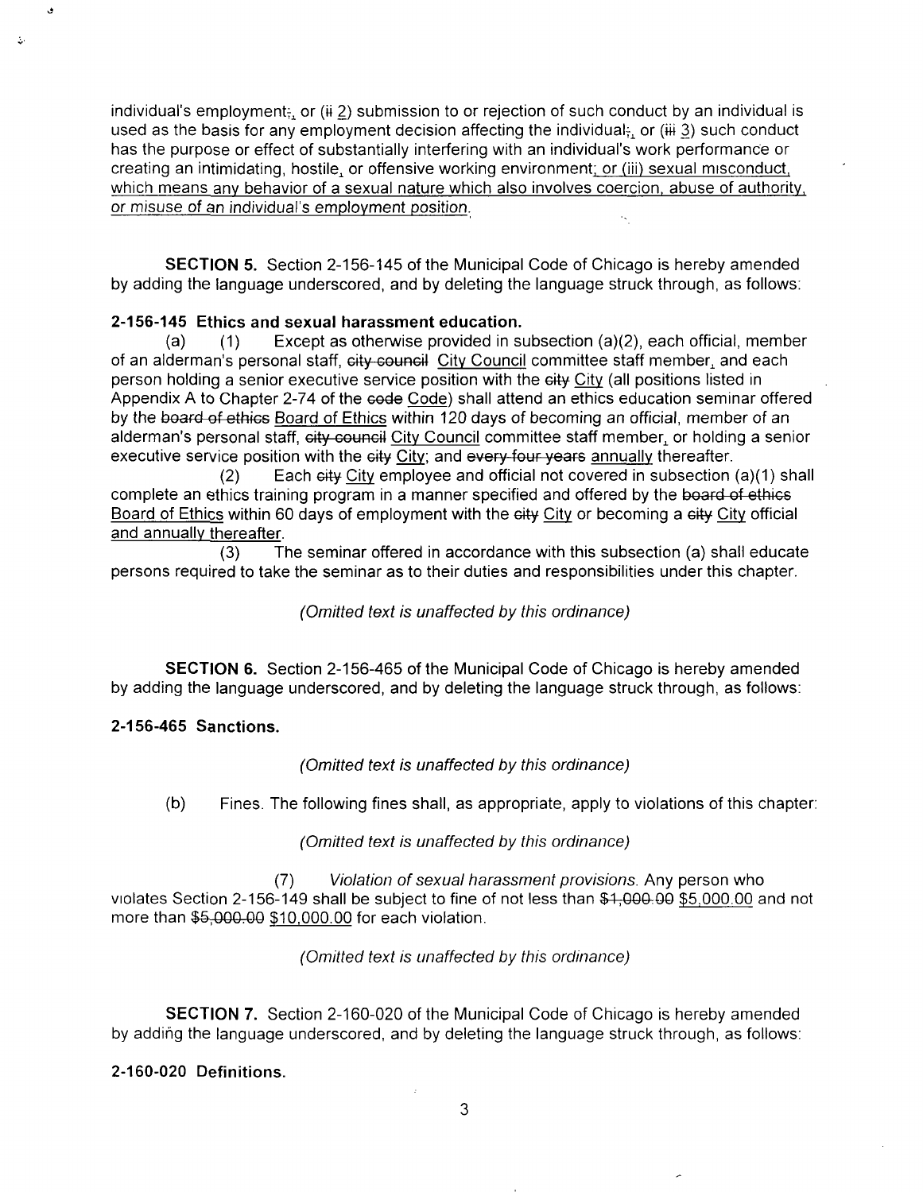individual's employment;, or (ii 2) submission to or rejection of such conduct by an individual is used as the basis for any employment decision affecting the individual;, or (iii 3) such conduct has the purpose or effect of substantially interfering with an individual's work performance or creating an intimidating, hostile, or offensive working environment; or (iii) sexual misconduct, which means any behavior of a sexual nature which also involves coercion, abuse of authority, or misuse of an individual's employment position.

**SECTION 5.** Section 2-156-145 of the Municipal Code of Chicago is hereby amended by adding the language underscored, and by deleting the language struck through, as follows:

**2-156-145 Ethics and sexual harassment education.**

(a) (1) Except as otherwise provided in subsection (a)(2), each official, member of an alderman's personal staff, ~~city council~~ City Council committee staff member, and each person holding a senior executive service position with the ~~city~~ City (all positions listed in Appendix A to Chapter 2-74 of the ~~code~~ Code) shall attend an ethics education seminar offered by the ~~board of ethics~~ Board of Ethics within 120 days of becoming an official, member of an alderman's personal staff, ~~city council~~ City Council committee staff member, or holding a senior executive service position with the ~~city~~ City; and ~~every four years~~ annually thereafter.

(2) Each ~~city~~ City employee and official not covered in subsection (a)(1) shall complete an ethics training program in a manner specified and offered by the ~~board of ethics~~ Board of Ethics within 60 days of employment with the ~~city~~ City or becoming a ~~city~~ City official and annually thereafter.

(3) The seminar offered in accordance with this subsection (a) shall educate persons required to take the seminar as to their duties and responsibilities under this chapter.

*(Omitted text is unaffected by this ordinance)*

**SECTION 6.** Section 2-156-465 of the Municipal Code of Chicago is hereby amended by adding the language underscored, and by deleting the language struck through, as follows:

**2-156-465 Sanctions.**

*(Omitted text is unaffected by this ordinance)*

(b) Fines. The following fines shall, as appropriate, apply to violations of this chapter:

*(Omitted text is unaffected by this ordinance)*

(7) *Violation of sexual harassment provisions.* Any person who violates Section 2-156-149 shall be subject to fine of not less than ~~$1,000.00~~ $5,000.00 and not more than ~~$5,000.00~~ $10,000.00 for each violation.

*(Omitted text is unaffected by this ordinance)*

**SECTION 7.** Section 2-160-020 of the Municipal Code of Chicago is hereby amended by adding the language underscored, and by deleting the language struck through, as follows:

**2-160-020 Definitions.**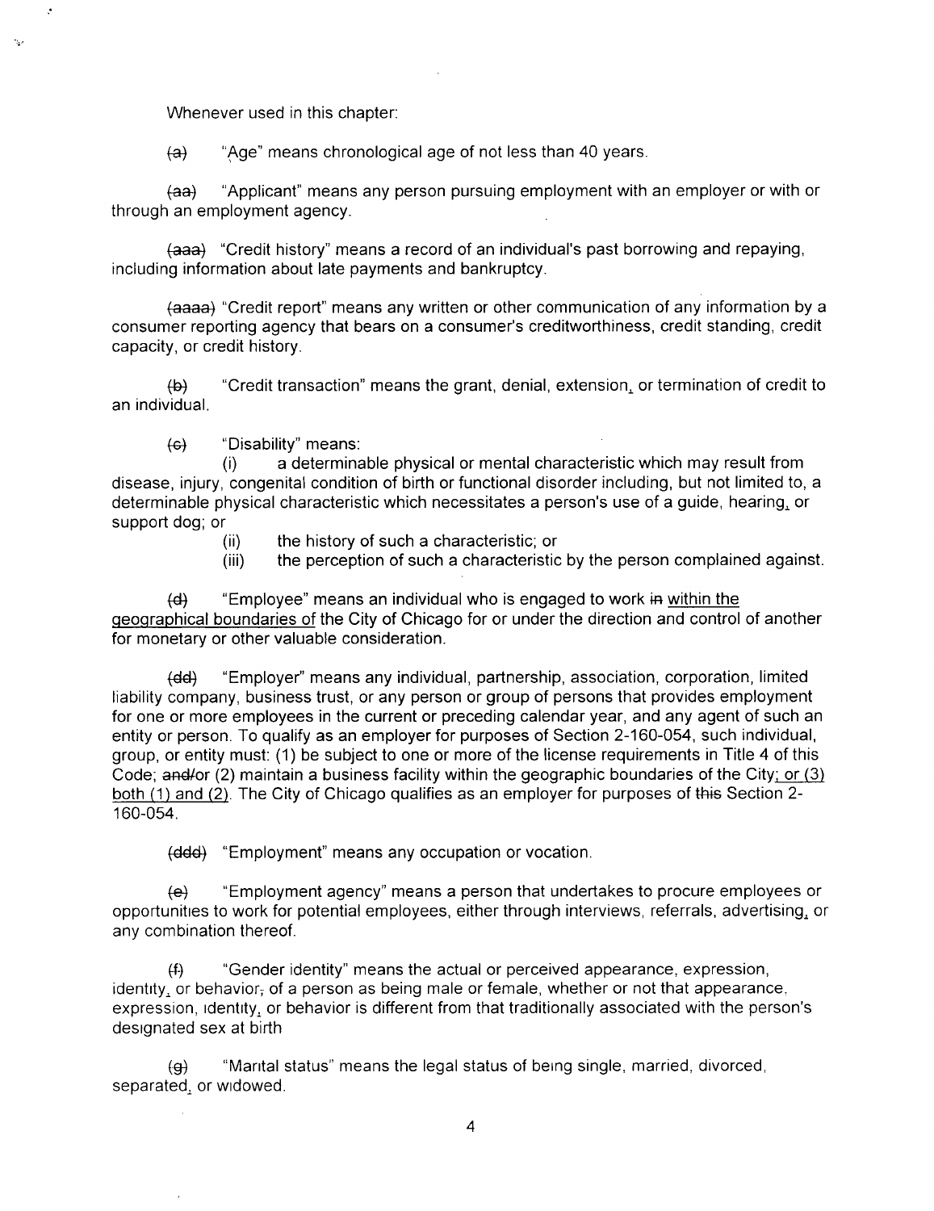Whenever used in this chapter:

~~(a)~~ "Age" means chronological age of not less than 40 years.

~~(aa)~~ "Applicant" means any person pursuing employment with an employer or with or through an employment agency.

~~(aaa)~~ "Credit history" means a record of an individual's past borrowing and repaying, including information about late payments and bankruptcy.

~~(aaaa)~~ "Credit report" means any written or other communication of any information by a consumer reporting agency that bears on a consumer's creditworthiness, credit standing, credit capacity, or credit history.

~~(b)~~ "Credit transaction" means the grant, denial, extension, or termination of credit to an individual.

~~(c)~~ "Disability" means:

(i) a determinable physical or mental characteristic which may result from disease, injury, congenital condition of birth or functional disorder including, but not limited to, a determinable physical characteristic which necessitates a person's use of a guide, hearing, or support dog; or

(ii) the history of such a characteristic; or

(iii) the perception of such a characteristic by the person complained against.

~~(d)~~ "Employee" means an individual who is engaged to work ~~in~~ <u>within the geographical boundaries of</u> the City of Chicago for or under the direction and control of another for monetary or other valuable consideration.

~~(dd)~~ "Employer" means any individual, partnership, association, corporation, limited liability company, business trust, or any person or group of persons that provides employment for one or more employees in the current or preceding calendar year, and any agent of such an entity or person. To qualify as an employer for purposes of Section 2-160-054, such individual, group, or entity must: (1) be subject to one or more of the license requirements in Title 4 of this Code; ~~and/~~or (2) maintain a business facility within the geographic boundaries of the City<u>; or (3) both (1) and (2)</u>. The City of Chicago qualifies as an employer for purposes of ~~this~~ Section 2-160-054.

~~(ddd)~~ "Employment" means any occupation or vocation.

~~(e)~~ "Employment agency" means a person that undertakes to procure employees or opportunities to work for potential employees, either through interviews, referrals, advertising, or any combination thereof.

~~(f)~~ "Gender identity" means the actual or perceived appearance, expression, identity, or behavior~~,~~ of a person as being male or female, whether or not that appearance, expression, identity, or behavior is different from that traditionally associated with the person's designated sex at birth

~~(g)~~ "Marital status" means the legal status of being single, married, divorced, separated, or widowed.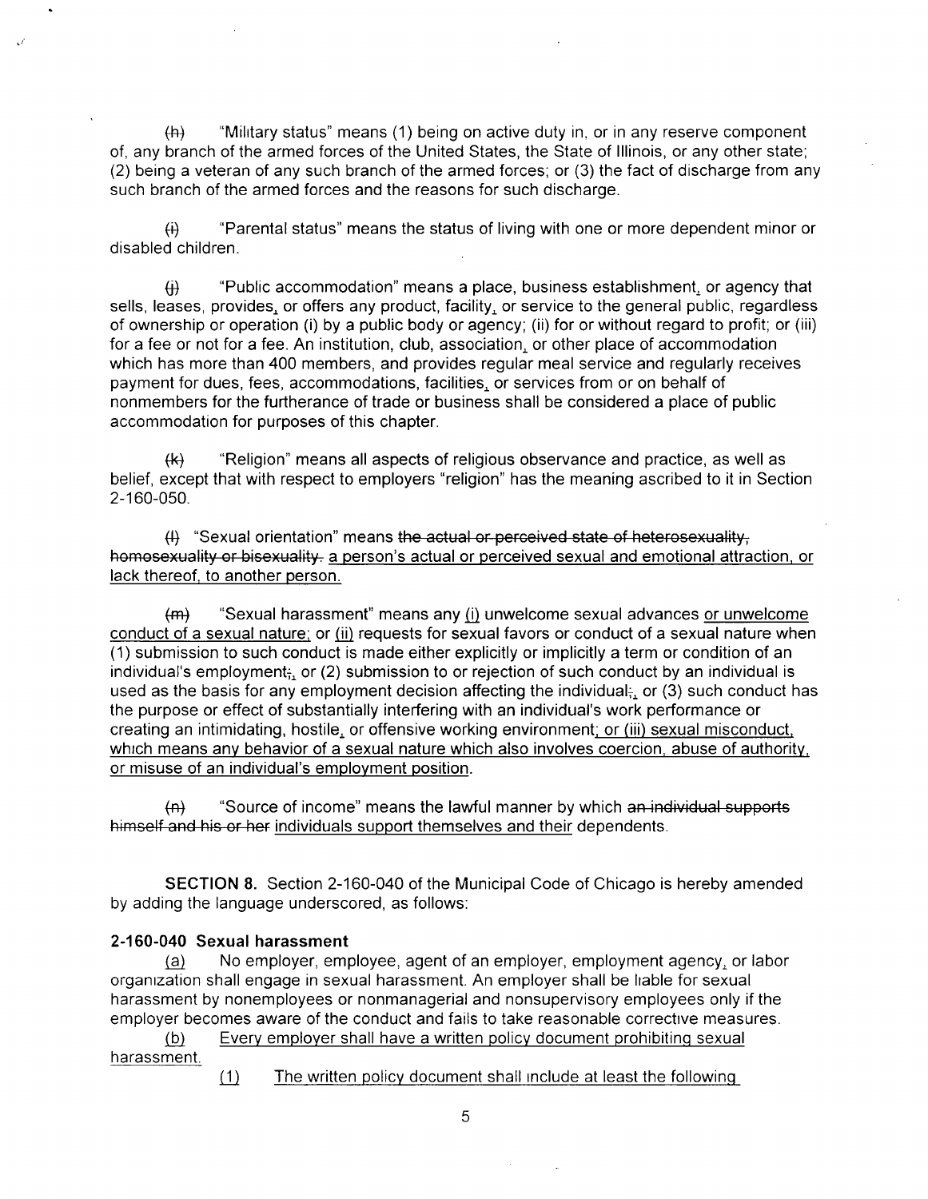~~(h)~~ "Military status" means (1) being on active duty in, or in any reserve component of, any branch of the armed forces of the United States, the State of Illinois, or any other state; (2) being a veteran of any such branch of the armed forces; or (3) the fact of discharge from any such branch of the armed forces and the reasons for such discharge.

~~(i)~~ "Parental status" means the status of living with one or more dependent minor or disabled children.

~~(j)~~ "Public accommodation" means a place, business establishment, or agency that sells, leases, provides, or offers any product, facility, or service to the general public, regardless of ownership or operation (i) by a public body or agency; (ii) for or without regard to profit; or (iii) for a fee or not for a fee. An institution, club, association, or other place of accommodation which has more than 400 members, and provides regular meal service and regularly receives payment for dues, fees, accommodations, facilities, or services from or on behalf of nonmembers for the furtherance of trade or business shall be considered a place of public accommodation for purposes of this chapter.

~~(k)~~ "Religion" means all aspects of religious observance and practice, as well as belief, except that with respect to employers "religion" has the meaning ascribed to it in Section 2-160-050.

~~(l)~~ "Sexual orientation" means ~~the actual or perceived state of heterosexuality, homosexuality or bisexuality.~~ <u>a person's actual or perceived sexual and emotional attraction, or lack thereof, to another person.</u>

~~(m)~~ "Sexual harassment" means any <u>(i)</u> unwelcome sexual advances <u>or unwelcome conduct of a sexual nature;</u> or <u>(ii)</u> requests for sexual favors or conduct of a sexual nature when (1) submission to such conduct is made either explicitly or implicitly a term or condition of an individual's employment~~;~~, or (2) submission to or rejection of such conduct by an individual is used as the basis for any employment decision affecting the individual~~;~~, or (3) such conduct has the purpose or effect of substantially interfering with an individual's work performance or creating an intimidating, hostile, or offensive working environment<u>; or (iii) sexual misconduct, which means any behavior of a sexual nature which also involves coercion, abuse of authority, or misuse of an individual's employment position</u>.

~~(n)~~ "Source of income" means the lawful manner by which ~~an individual supports himself and his or her~~ <u>individuals support themselves and their</u> dependents.

**SECTION 8.** Section 2-160-040 of the Municipal Code of Chicago is hereby amended by adding the language underscored, as follows:

**2-160-040 Sexual harassment**

<u>(a)</u> No employer, employee, agent of an employer, employment agency, or labor organization shall engage in sexual harassment. An employer shall be liable for sexual harassment by nonemployees or nonmanagerial and nonsupervisory employees only if the employer becomes aware of the conduct and fails to take reasonable corrective measures.

<u>(b)</u> <u>Every employer shall have a written policy document prohibiting sexual harassment.</u>

<u>(1)</u> <u>The written policy document shall include at least the following</u>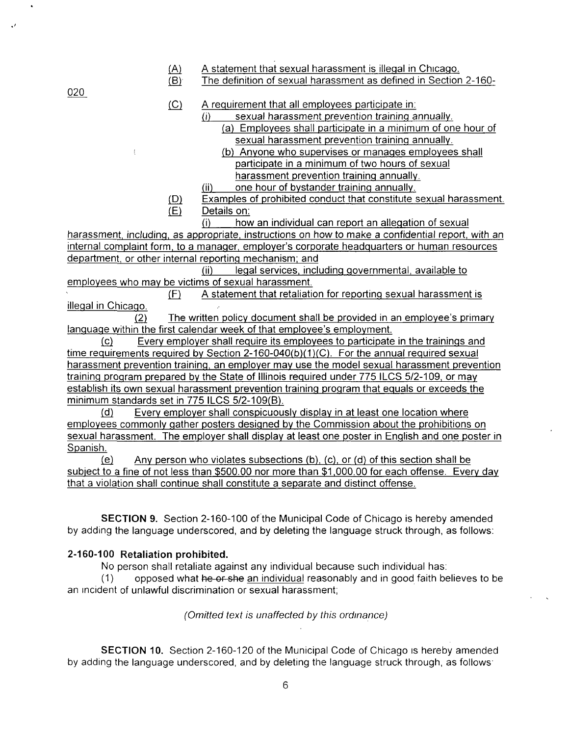(A) A statement that sexual harassment is illegal in Chicago.

(B) The definition of sexual harassment as defined in Section 2-160-020

(C) A requirement that all employees participate in:

(i) sexual harassment prevention training annually.

(a) Employees shall participate in a minimum of one hour of sexual harassment prevention training annually.

(b) Anyone who supervises or manages employees shall participate in a minimum of two hours of sexual harassment prevention training annually.

(ii) one hour of bystander training annually.

(D) Examples of prohibited conduct that constitute sexual harassment.

(E) Details on:

(i) how an individual can report an allegation of sexual harassment, including, as appropriate, instructions on how to make a confidential report, with an internal complaint form, to a manager, employer's corporate headquarters or human resources department, or other internal reporting mechanism; and

(ii) legal services, including governmental, available to employees who may be victims of sexual harassment.

(F) A statement that retaliation for reporting sexual harassment is illegal in Chicago.

(2) The written policy document shall be provided in an employee's primary language within the first calendar week of that employee's employment.

(c) Every employer shall require its employees to participate in the trainings and time requirements required by Section 2-160-040(b)(1)(C). For the annual required sexual harassment prevention training, an employer may use the model sexual harassment prevention training program prepared by the State of Illinois required under 775 ILCS 5/2-109, or may establish its own sexual harassment prevention training program that equals or exceeds the minimum standards set in 775 ILCS 5/2-109(B).

(d) Every employer shall conspicuously display in at least one location where employees commonly gather posters designed by the Commission about the prohibitions on sexual harassment. The employer shall display at least one poster in English and one poster in Spanish.

(e) Any person who violates subsections (b), (c), or (d) of this section shall be subject to a fine of not less than $500.00 nor more than $1,000.00 for each offense. Every day that a violation shall continue shall constitute a separate and distinct offense.

**SECTION 9.** Section 2-160-100 of the Municipal Code of Chicago is hereby amended by adding the language underscored, and by deleting the language struck through, as follows:

**2-160-100 Retaliation prohibited.**

No person shall retaliate against any individual because such individual has:

(1) opposed what ~~he or she~~ an individual reasonably and in good faith believes to be an incident of unlawful discrimination or sexual harassment;

*(Omitted text is unaffected by this ordinance)*

**SECTION 10.** Section 2-160-120 of the Municipal Code of Chicago is hereby amended by adding the language underscored, and by deleting the language struck through, as follows: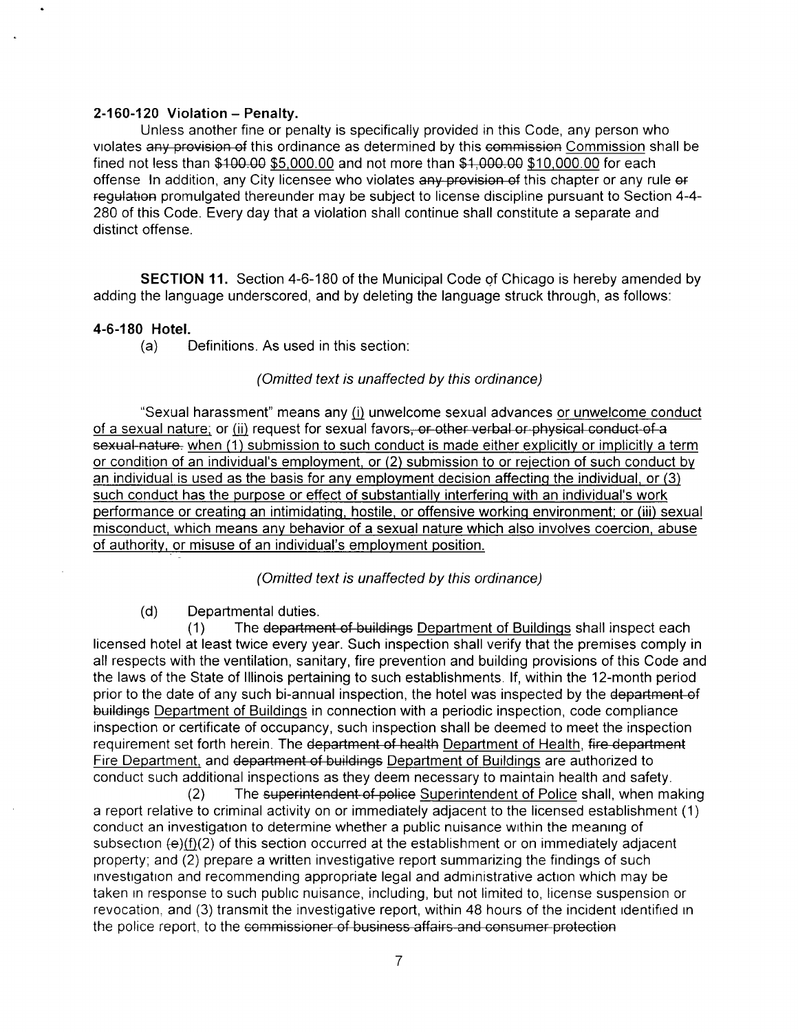**2-160-120 Violation – Penalty.**

Unless another fine or penalty is specifically provided in this Code, any person who violates ~~any provision of~~ this ordinance as determined by this ~~commission~~ <u>Commission</u> shall be fined not less than ~~$100.00~~ <u>$5,000.00</u> and not more than ~~$1,000.00~~ <u>$10,000.00</u> for each offense In addition, any City licensee who violates ~~any provision of~~ this chapter or any rule ~~or regulation~~ promulgated thereunder may be subject to license discipline pursuant to Section 4-4-280 of this Code. Every day that a violation shall continue shall constitute a separate and distinct offense.

**SECTION 11.** Section 4-6-180 of the Municipal Code of Chicago is hereby amended by adding the language underscored, and by deleting the language struck through, as follows:

**4-6-180 Hotel.**

(a) Definitions. As used in this section:

*(Omitted text is unaffected by this ordinance)*

"Sexual harassment" means any <u>(i)</u> unwelcome sexual advances <u>or unwelcome conduct of a sexual nature;</u> or <u>(ii)</u> request for sexual favors~~, or other verbal or physical conduct of a sexual nature.~~ <u>when (1) submission to such conduct is made either explicitly or implicitly a term or condition of an individual's employment, or (2) submission to or rejection of such conduct by an individual is used as the basis for any employment decision affecting the individual, or (3) such conduct has the purpose or effect of substantially interfering with an individual's work performance or creating an intimidating, hostile, or offensive working environment; or (iii) sexual misconduct, which means any behavior of a sexual nature which also involves coercion, abuse of authority, or misuse of an individual's employment position.</u>

*(Omitted text is unaffected by this ordinance)*

(d) Departmental duties.

(1) The ~~department of buildings~~ <u>Department of Buildings</u> shall inspect each licensed hotel at least twice every year. Such inspection shall verify that the premises comply in all respects with the ventilation, sanitary, fire prevention and building provisions of this Code and the laws of the State of Illinois pertaining to such establishments. If, within the 12-month period prior to the date of any such bi-annual inspection, the hotel was inspected by the ~~department of buildings~~ <u>Department of Buildings</u> in connection with a periodic inspection, code compliance inspection or certificate of occupancy, such inspection shall be deemed to meet the inspection requirement set forth herein. The ~~department of health~~ <u>Department of Health</u>, ~~fire department~~ <u>Fire Department,</u> and ~~department of buildings~~ <u>Department of Buildings</u> are authorized to conduct such additional inspections as they deem necessary to maintain health and safety.

(2) The ~~superintendent of police~~ <u>Superintendent of Police</u> shall, when making a report relative to criminal activity on or immediately adjacent to the licensed establishment (1) conduct an investigation to determine whether a public nuisance within the meaning of subsection ~~(e)~~<u>(f)</u>(2) of this section occurred at the establishment or on immediately adjacent property; and (2) prepare a written investigative report summarizing the findings of such investigation and recommending appropriate legal and administrative action which may be taken in response to such public nuisance, including, but not limited to, license suspension or revocation, and (3) transmit the investigative report, within 48 hours of the incident identified in the police report, to the ~~commissioner of business affairs and consumer protection~~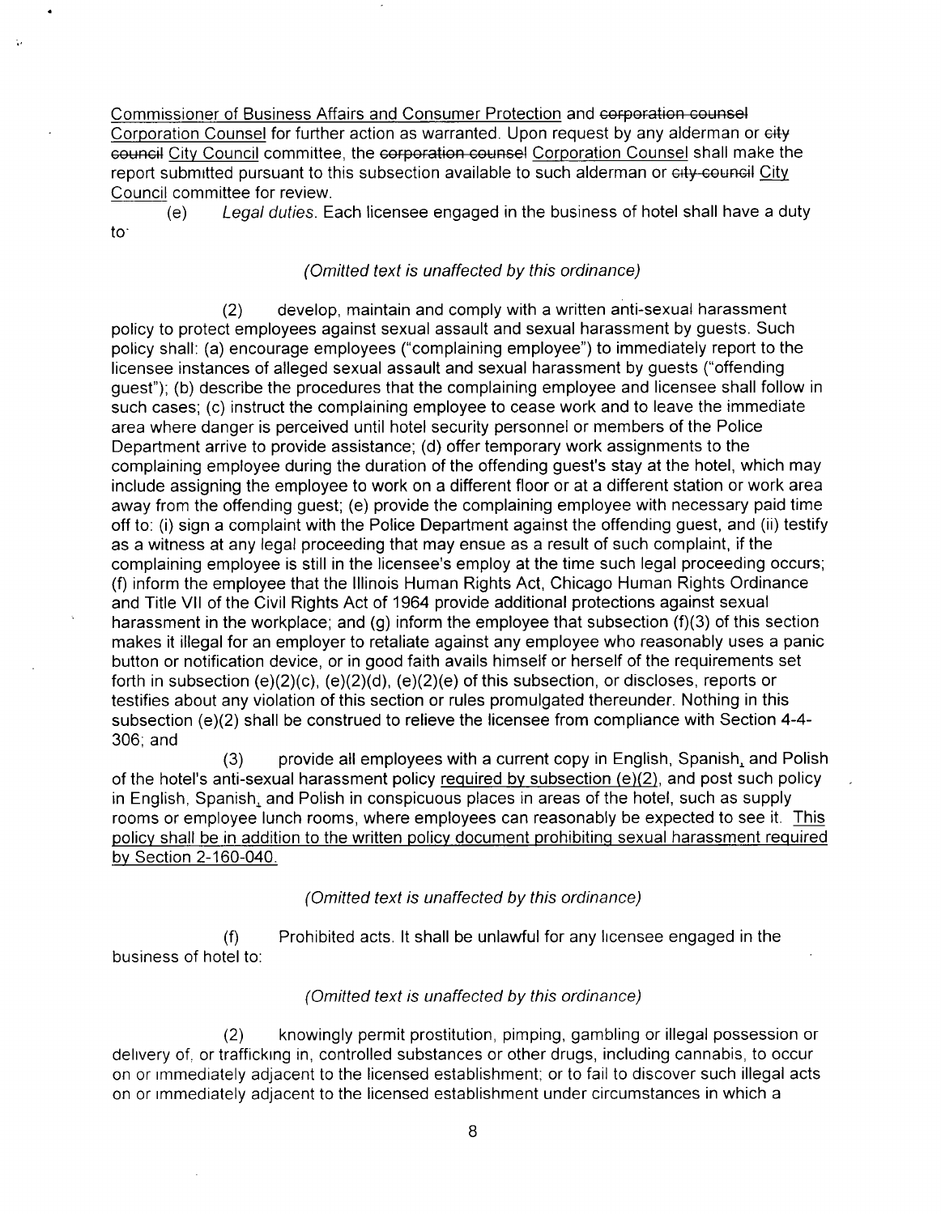Commissioner of Business Affairs and Consumer Protection and ~~corporation counsel~~ Corporation Counsel for further action as warranted. Upon request by any alderman or ~~city council~~ City Council committee, the ~~corporation counsel~~ Corporation Counsel shall make the report submitted pursuant to this subsection available to such alderman or ~~city council~~ City Council committee for review.

(e) *Legal duties.* Each licensee engaged in the business of hotel shall have a duty to:

*(Omitted text is unaffected by this ordinance)*

(2) develop, maintain and comply with a written anti-sexual harassment policy to protect employees against sexual assault and sexual harassment by guests. Such policy shall: (a) encourage employees ("complaining employee") to immediately report to the licensee instances of alleged sexual assault and sexual harassment by guests ("offending guest"); (b) describe the procedures that the complaining employee and licensee shall follow in such cases; (c) instruct the complaining employee to cease work and to leave the immediate area where danger is perceived until hotel security personnel or members of the Police Department arrive to provide assistance; (d) offer temporary work assignments to the complaining employee during the duration of the offending guest's stay at the hotel, which may include assigning the employee to work on a different floor or at a different station or work area away from the offending guest; (e) provide the complaining employee with necessary paid time off to: (i) sign a complaint with the Police Department against the offending guest, and (ii) testify as a witness at any legal proceeding that may ensue as a result of such complaint, if the complaining employee is still in the licensee's employ at the time such legal proceeding occurs; (f) inform the employee that the Illinois Human Rights Act, Chicago Human Rights Ordinance and Title VII of the Civil Rights Act of 1964 provide additional protections against sexual harassment in the workplace; and (g) inform the employee that subsection (f)(3) of this section makes it illegal for an employer to retaliate against any employee who reasonably uses a panic button or notification device, or in good faith avails himself or herself of the requirements set forth in subsection (e)(2)(c), (e)(2)(d), (e)(2)(e) of this subsection, or discloses, reports or testifies about any violation of this section or rules promulgated thereunder. Nothing in this subsection (e)(2) shall be construed to relieve the licensee from compliance with Section 4-4-306; and

(3) provide all employees with a current copy in English, Spanish, and Polish of the hotel's anti-sexual harassment policy required by subsection (e)(2), and post such policy in English, Spanish, and Polish in conspicuous places in areas of the hotel, such as supply rooms or employee lunch rooms, where employees can reasonably be expected to see it. This policy shall be in addition to the written policy document prohibiting sexual harassment required by Section 2-160-040.

*(Omitted text is unaffected by this ordinance)*

(f) Prohibited acts. It shall be unlawful for any licensee engaged in the business of hotel to:

*(Omitted text is unaffected by this ordinance)*

(2) knowingly permit prostitution, pimping, gambling or illegal possession or delivery of, or trafficking in, controlled substances or other drugs, including cannabis, to occur on or immediately adjacent to the licensed establishment; or to fail to discover such illegal acts on or immediately adjacent to the licensed establishment under circumstances in which a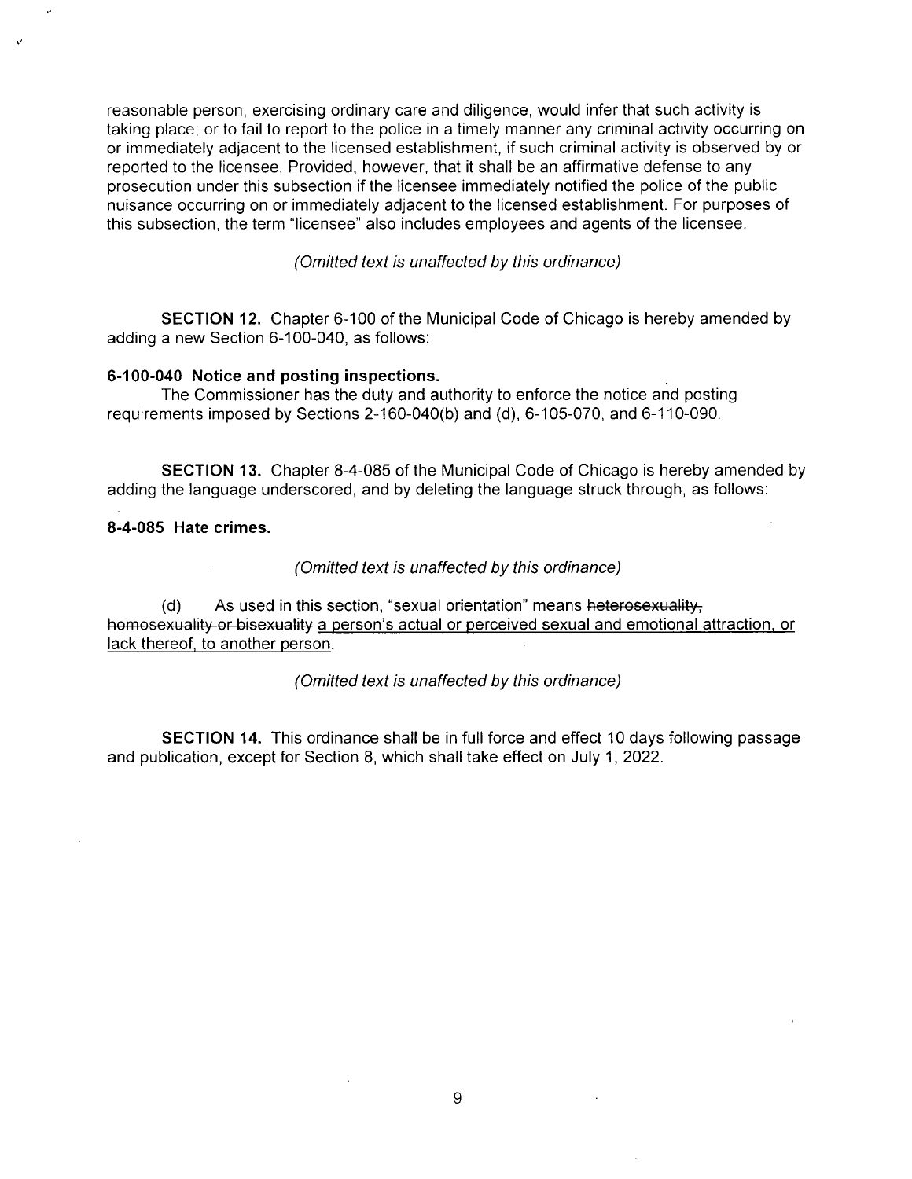reasonable person, exercising ordinary care and diligence, would infer that such activity is taking place; or to fail to report to the police in a timely manner any criminal activity occurring on or immediately adjacent to the licensed establishment, if such criminal activity is observed by or reported to the licensee. Provided, however, that it shall be an affirmative defense to any prosecution under this subsection if the licensee immediately notified the police of the public nuisance occurring on or immediately adjacent to the licensed establishment. For purposes of this subsection, the term "licensee" also includes employees and agents of the licensee.

*(Omitted text is unaffected by this ordinance)*

**SECTION 12.** Chapter 6-100 of the Municipal Code of Chicago is hereby amended by adding a new Section 6-100-040, as follows:

**6-100-040 Notice and posting inspections.**

The Commissioner has the duty and authority to enforce the notice and posting requirements imposed by Sections 2-160-040(b) and (d), 6-105-070, and 6-110-090.

**SECTION 13.** Chapter 8-4-085 of the Municipal Code of Chicago is hereby amended by adding the language underscored, and by deleting the language struck through, as follows:

**8-4-085 Hate crimes.**

*(Omitted text is unaffected by this ordinance)*

(d) As used in this section, "sexual orientation" means ~~heterosexuality, homosexuality or bisexuality~~ <u>a person's actual or perceived sexual and emotional attraction, or lack thereof, to another person</u>.

*(Omitted text is unaffected by this ordinance)*

**SECTION 14.** This ordinance shall be in full force and effect 10 days following passage and publication, except for Section 8, which shall take effect on July 1, 2022.